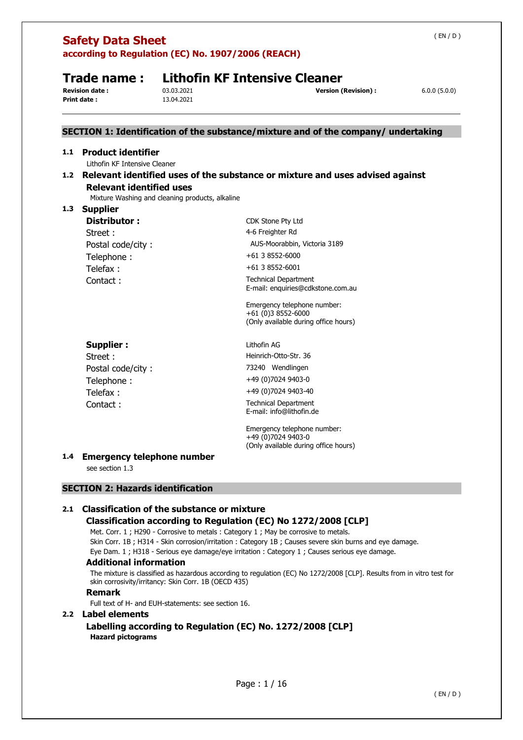# Safety Data Sheet

**according to Regulation (EC) No. 1907/2006 (REACH)**

## Trade name : Lithofin KF Intensive Cleaner

**Revision date :** 03.03.2021 **Version (Revision) :** 6.0.0 (5.0.0)
**Print date :** 13.04.2021

## SECTION 1: Identification of the substance/mixture and of the company/ undertaking

### 1.1 Product identifier

Lithofin KF Intensive Cleaner

### 1.2 Relevant identified uses of the substance or mixture and uses advised against

**Relevant identified uses**

Mixture Washing and cleaning products, alkaline

### 1.3 Supplier

**Distributor :** CDK Stone Pty Ltd
Street : 4-6 Freighter Rd
Postal code/city : AUS-Moorabbin, Victoria 3189
Telephone : +61 3 8552-6000
Telefax : +61 3 8552-6001
Contact : Technical Department
E-mail: enquiries@cdkstone.com.au

Emergency telephone number:
+61 (0)3 8552-6000
(Only available during office hours)

**Supplier :** Lithofin AG
Street : Heinrich-Otto-Str. 36
Postal code/city : 73240 Wendlingen
Telephone : +49 (0)7024 9403-0
Telefax : +49 (0)7024 9403-40
Contact : Technical Department
E-mail: info@lithofin.de

Emergency telephone number:
+49 (0)7024 9403-0
(Only available during office hours)

### 1.4 Emergency telephone number

see section 1.3

## SECTION 2: Hazards identification

### 2.1 Classification of the substance or mixture

**Classification according to Regulation (EC) No 1272/2008 [CLP]**

Met. Corr. 1 ; H290 - Corrosive to metals : Category 1 ; May be corrosive to metals.
Skin Corr. 1B ; H314 - Skin corrosion/irritation : Category 1B ; Causes severe skin burns and eye damage.
Eye Dam. 1 ; H318 - Serious eye damage/eye irritation : Category 1 ; Causes serious eye damage.

**Additional information**

The mixture is classified as hazardous according to regulation (EC) No 1272/2008 [CLP]. Results from in vitro test for skin corrosivity/irritancy: Skin Corr. 1B (OECD 435)

**Remark**

Full text of H- and EUH-statements: see section 16.

### 2.2 Label elements

**Labelling according to Regulation (EC) No. 1272/2008 [CLP]**

**Hazard pictograms**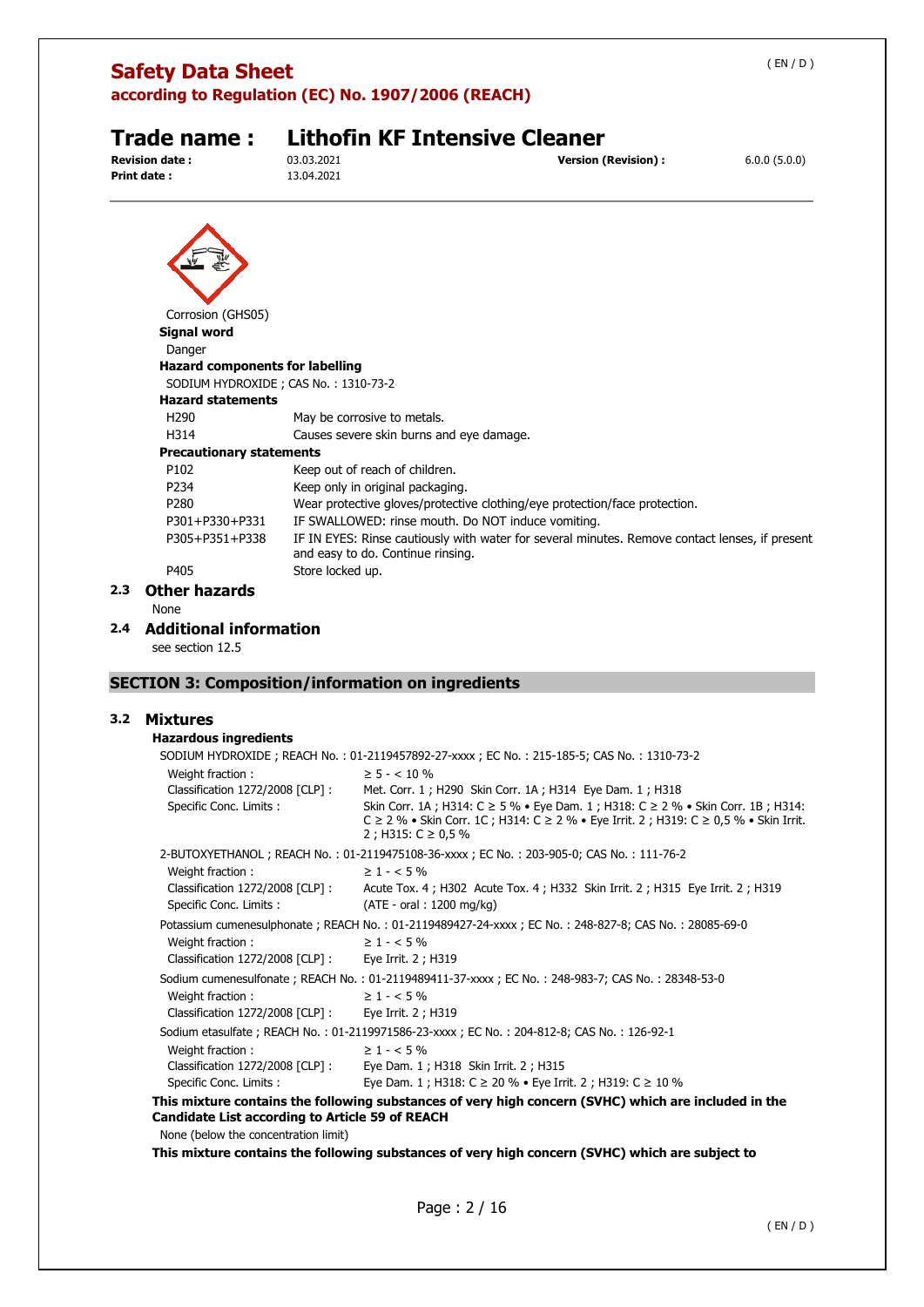Corrosion (GHS05)

**Signal word**

Danger

**Hazard components for labelling**

SODIUM HYDROXIDE ; CAS No. : 1310-73-2

**Hazard statements**

| | |
|---|---|
| H290 | May be corrosive to metals. |
| H314 | Causes severe skin burns and eye damage. |

**Precautionary statements**

| | |
|---|---|
| P102 | Keep out of reach of children. |
| P234 | Keep only in original packaging. |
| P280 | Wear protective gloves/protective clothing/eye protection/face protection. |
| P301+P330+P331 | IF SWALLOWED: rinse mouth. Do NOT induce vomiting. |
| P305+P351+P338 | IF IN EYES: Rinse cautiously with water for several minutes. Remove contact lenses, if present and easy to do. Continue rinsing. |
| P405 | Store locked up. |

## 2.3 Other hazards

None

## 2.4 Additional information

see section 12.5

# SECTION 3: Composition/information on ingredients

## 3.2 Mixtures

**Hazardous ingredients**

SODIUM HYDROXIDE ; REACH No. : 01-2119457892-27-xxxx ; EC No. : 215-185-5; CAS No. : 1310-73-2

| | |
|---|---|
| Weight fraction : | ≥ 5 - < 10 % |
| Classification 1272/2008 [CLP] : | Met. Corr. 1 ; H290 Skin Corr. 1A ; H314 Eye Dam. 1 ; H318 |
| Specific Conc. Limits : | Skin Corr. 1A ; H314: C ≥ 5 % • Eye Dam. 1 ; H318: C ≥ 2 % • Skin Corr. 1B ; H314: C ≥ 2 % • Skin Corr. 1C ; H314: C ≥ 2 % • Eye Irrit. 2 ; H319: C ≥ 0,5 % • Skin Irrit. 2 ; H315: C ≥ 0,5 % |

2-BUTOXYETHANOL ; REACH No. : 01-2119475108-36-xxxx ; EC No. : 203-905-0; CAS No. : 111-76-2

| | |
|---|---|
| Weight fraction : | ≥ 1 - < 5 % |
| Classification 1272/2008 [CLP] : | Acute Tox. 4 ; H302 Acute Tox. 4 ; H332 Skin Irrit. 2 ; H315 Eye Irrit. 2 ; H319 |
| Specific Conc. Limits : | (ATE - oral : 1200 mg/kg) |

Potassium cumenesulphonate ; REACH No. : 01-2119489427-24-xxxx ; EC No. : 248-827-8; CAS No. : 28085-69-0

| | |
|---|---|
| Weight fraction : | ≥ 1 - < 5 % |
| Classification 1272/2008 [CLP] : | Eye Irrit. 2 ; H319 |

Sodium cumenesulfonate ; REACH No. : 01-2119489411-37-xxxx ; EC No. : 248-983-7; CAS No. : 28348-53-0

| | |
|---|---|
| Weight fraction : | ≥ 1 - < 5 % |
| Classification 1272/2008 [CLP] : | Eye Irrit. 2 ; H319 |

Sodium etasulfate ; REACH No. : 01-2119971586-23-xxxx ; EC No. : 204-812-8; CAS No. : 126-92-1

| | |
|---|---|
| Weight fraction : | ≥ 1 - < 5 % |
| Classification 1272/2008 [CLP] : | Eye Dam. 1 ; H318 Skin Irrit. 2 ; H315 |
| Specific Conc. Limits : | Eye Dam. 1 ; H318: C ≥ 20 % • Eye Irrit. 2 ; H319: C ≥ 10 % |

**This mixture contains the following substances of very high concern (SVHC) which are included in the Candidate List according to Article 59 of REACH**

None (below the concentration limit)

**This mixture contains the following substances of very high concern (SVHC) which are subject to**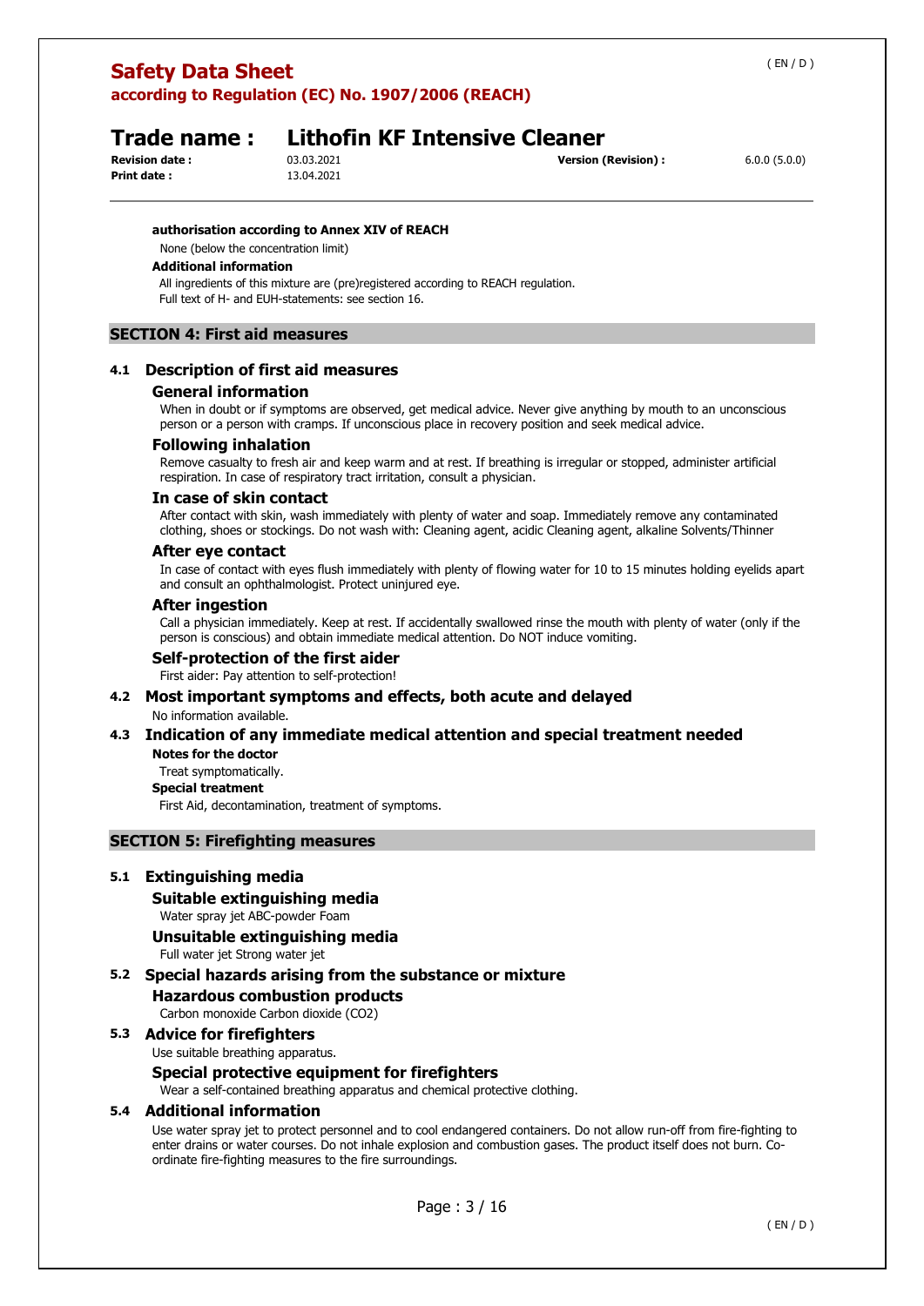**authorisation according to Annex XIV of REACH**

None (below the concentration limit)

**Additional information**

All ingredients of this mixture are (pre)registered according to REACH regulation.
Full text of H- and EUH-statements: see section 16.

## SECTION 4: First aid measures

### 4.1 Description of first aid measures

#### General information

When in doubt or if symptoms are observed, get medical advice. Never give anything by mouth to an unconscious person or a person with cramps. If unconscious place in recovery position and seek medical advice.

#### Following inhalation

Remove casualty to fresh air and keep warm and at rest. If breathing is irregular or stopped, administer artificial respiration. In case of respiratory tract irritation, consult a physician.

#### In case of skin contact

After contact with skin, wash immediately with plenty of water and soap. Immediately remove any contaminated clothing, shoes or stockings. Do not wash with: Cleaning agent, acidic Cleaning agent, alkaline Solvents/Thinner

#### After eye contact

In case of contact with eyes flush immediately with plenty of flowing water for 10 to 15 minutes holding eyelids apart and consult an ophthalmologist. Protect uninjured eye.

#### After ingestion

Call a physician immediately. Keep at rest. If accidentally swallowed rinse the mouth with plenty of water (only if the person is conscious) and obtain immediate medical attention. Do NOT induce vomiting.

#### Self-protection of the first aider

First aider: Pay attention to self-protection!

### 4.2 Most important symptoms and effects, both acute and delayed

No information available.

### 4.3 Indication of any immediate medical attention and special treatment needed

**Notes for the doctor**

Treat symptomatically.

**Special treatment**

First Aid, decontamination, treatment of symptoms.

## SECTION 5: Firefighting measures

### 5.1 Extinguishing media

#### Suitable extinguishing media

Water spray jet ABC-powder Foam

#### Unsuitable extinguishing media

Full water jet Strong water jet

### 5.2 Special hazards arising from the substance or mixture

#### Hazardous combustion products

Carbon monoxide Carbon dioxide ($CO_2$)

### 5.3 Advice for firefighters

Use suitable breathing apparatus.

#### Special protective equipment for firefighters

Wear a self-contained breathing apparatus and chemical protective clothing.

### 5.4 Additional information

Use water spray jet to protect personnel and to cool endangered containers. Do not allow run-off from fire-fighting to enter drains or water courses. Do not inhale explosion and combustion gases. The product itself does not burn. Co-ordinate fire-fighting measures to the fire surroundings.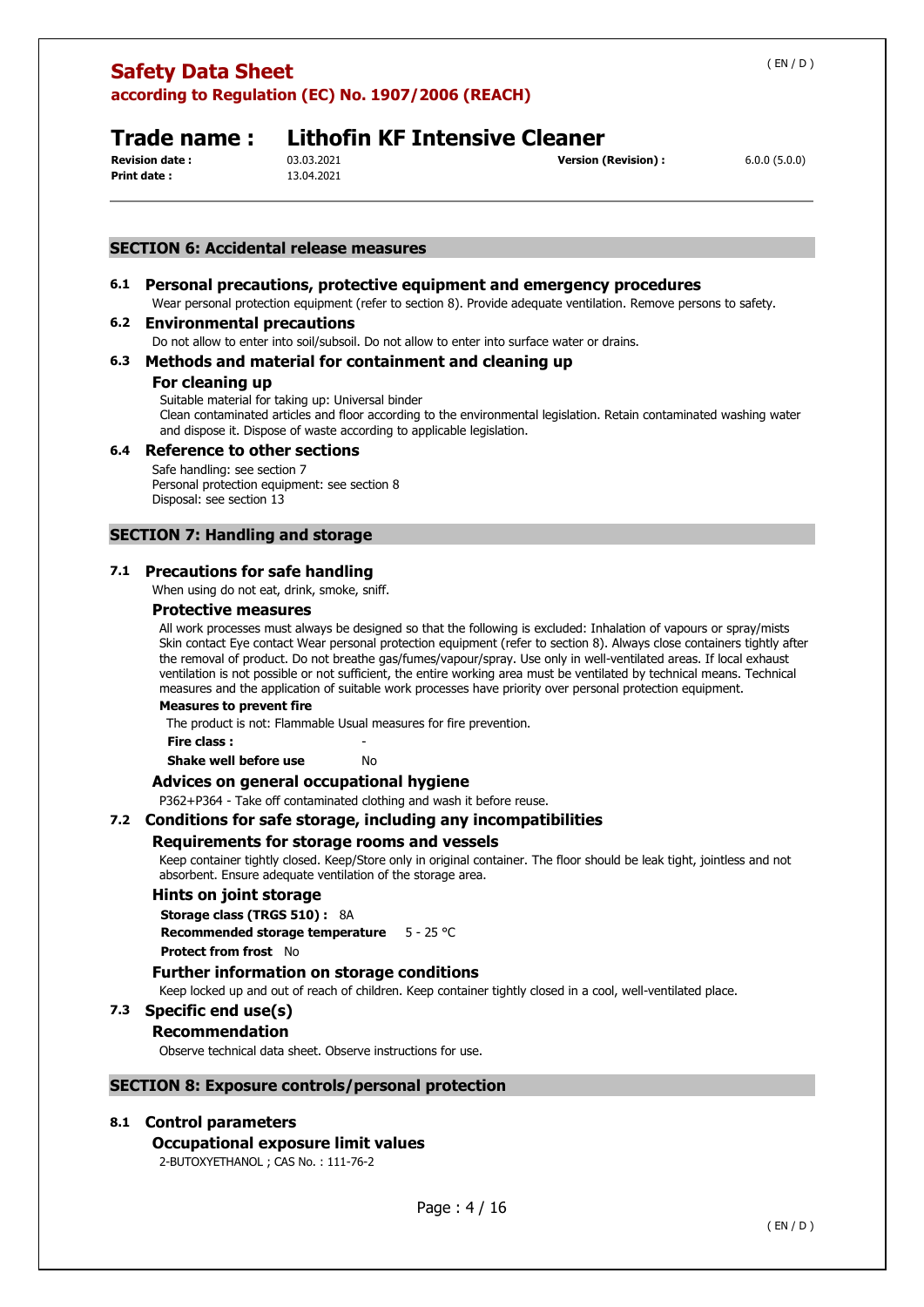## SECTION 6: Accidental release measures

### 6.1 Personal precautions, protective equipment and emergency procedures

Wear personal protection equipment (refer to section 8). Provide adequate ventilation. Remove persons to safety.

### 6.2 Environmental precautions

Do not allow to enter into soil/subsoil. Do not allow to enter into surface water or drains.

### 6.3 Methods and material for containment and cleaning up

#### For cleaning up

Suitable material for taking up: Universal binder
Clean contaminated articles and floor according to the environmental legislation. Retain contaminated washing water and dispose it. Dispose of waste according to applicable legislation.

### 6.4 Reference to other sections

Safe handling: see section 7
Personal protection equipment: see section 8
Disposal: see section 13

## SECTION 7: Handling and storage

### 7.1 Precautions for safe handling

When using do not eat, drink, smoke, sniff.

#### Protective measures

All work processes must always be designed so that the following is excluded: Inhalation of vapours or spray/mists Skin contact Eye contact Wear personal protection equipment (refer to section 8). Always close containers tightly after the removal of product. Do not breathe gas/fumes/vapour/spray. Use only in well-ventilated areas. If local exhaust ventilation is not possible or not sufficient, the entire working area must be ventilated by technical means. Technical measures and the application of suitable work processes have priority over personal protection equipment.

**Measures to prevent fire**

The product is not: Flammable Usual measures for fire prevention.

**Fire class :** -

**Shake well before use** No

#### Advices on general occupational hygiene

P362+P364 - Take off contaminated clothing and wash it before reuse.

### 7.2 Conditions for safe storage, including any incompatibilities

#### Requirements for storage rooms and vessels

Keep container tightly closed. Keep/Store only in original container. The floor should be leak tight, jointless and not absorbent. Ensure adequate ventilation of the storage area.

#### Hints on joint storage

**Storage class (TRGS 510) :** 8A

**Recommended storage temperature** 5 - 25 °C

**Protect from frost** No

#### Further information on storage conditions

Keep locked up and out of reach of children. Keep container tightly closed in a cool, well-ventilated place.

### 7.3 Specific end use(s)

#### Recommendation

Observe technical data sheet. Observe instructions for use.

## SECTION 8: Exposure controls/personal protection

### 8.1 Control parameters

#### Occupational exposure limit values

2-BUTOXYETHANOL ; CAS No. : 111-76-2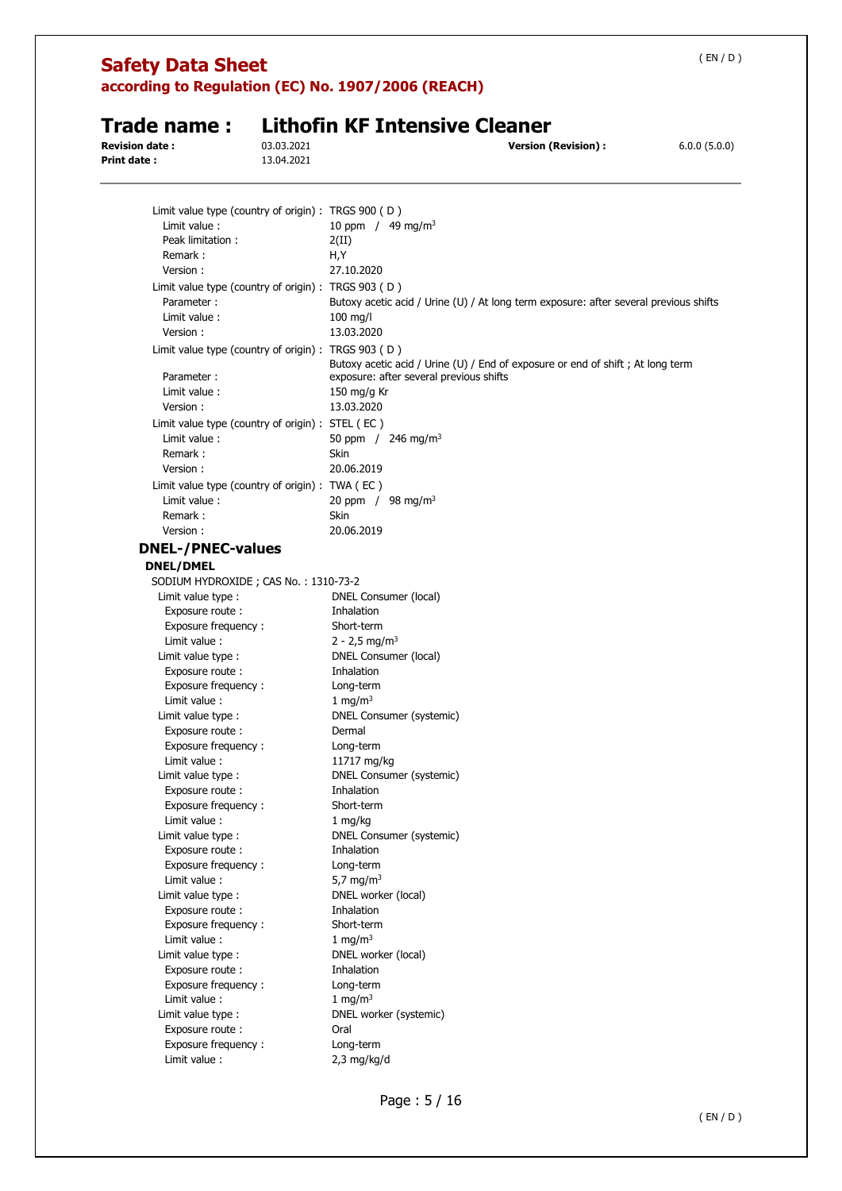Limit value type (country of origin) : TRGS 900 ( D )

Limit value : 10 ppm / 49 mg/m³

Peak limitation : 2(II)

Remark : H,Y

Version : 27.10.2020

Limit value type (country of origin) : TRGS 903 ( D )

Parameter : Butoxy acetic acid / Urine (U) / At long term exposure: after several previous shifts

Limit value : 100 mg/l

Version : 13.03.2020

Limit value type (country of origin) : TRGS 903 ( D )

Parameter : Butoxy acetic acid / Urine (U) / End of exposure or end of shift ; At long term exposure: after several previous shifts

Limit value : 150 mg/g Kr

Version : 13.03.2020

Limit value type (country of origin) : STEL ( EC )

Limit value : 50 ppm / 246 mg/m³

Remark : Skin

Version : 20.06.2019

Limit value type (country of origin) : TWA ( EC )

Limit value : 20 ppm / 98 mg/m³

Remark : Skin

Version : 20.06.2019

## DNEL-/PNEC-values

### DNEL/DMEL

SODIUM HYDROXIDE ; CAS No. : 1310-73-2

Limit value type : DNEL Consumer (local)
Exposure route : Inhalation
Exposure frequency : Short-term
Limit value : 2 - 2,5 mg/m³

Limit value type : DNEL Consumer (local)
Exposure route : Inhalation
Exposure frequency : Long-term
Limit value : 1 mg/m³

Limit value type : DNEL Consumer (systemic)
Exposure route : Dermal
Exposure frequency : Long-term
Limit value : 11717 mg/kg

Limit value type : DNEL Consumer (systemic)
Exposure route : Inhalation
Exposure frequency : Short-term
Limit value : 1 mg/kg

Limit value type : DNEL Consumer (systemic)
Exposure route : Inhalation
Exposure frequency : Long-term
Limit value : 5,7 mg/m³

Limit value type : DNEL worker (local)
Exposure route : Inhalation
Exposure frequency : Short-term
Limit value : 1 mg/m³

Limit value type : DNEL worker (local)
Exposure route : Inhalation
Exposure frequency : Long-term
Limit value : 1 mg/m³

Limit value type : DNEL worker (systemic)
Exposure route : Oral
Exposure frequency : Long-term
Limit value : 2,3 mg/kg/d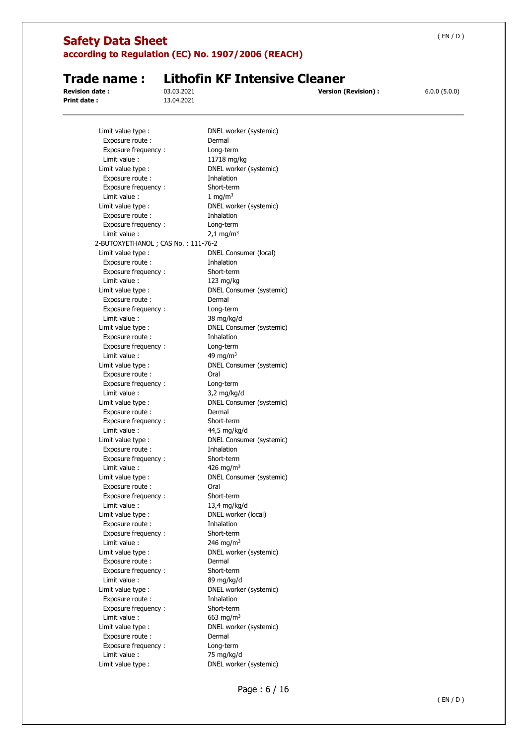Limit value type : DNEL worker (systemic)
Exposure route : Dermal
Exposure frequency : Long-term
Limit value : 11718 mg/kg

Limit value type : DNEL worker (systemic)
Exposure route : Inhalation
Exposure frequency : Short-term
Limit value : 1 $mg/m^3$

Limit value type : DNEL worker (systemic)
Exposure route : Inhalation
Exposure frequency : Long-term
Limit value : 2,1 $mg/m^3$

2-BUTOXYETHANOL ; CAS No. : 111-76-2

Limit value type : DNEL Consumer (local)
Exposure route : Inhalation
Exposure frequency : Short-term
Limit value : 123 mg/kg

Limit value type : DNEL Consumer (systemic)
Exposure route : Dermal
Exposure frequency : Long-term
Limit value : 38 mg/kg/d

Limit value type : DNEL Consumer (systemic)
Exposure route : Inhalation
Exposure frequency : Long-term
Limit value : 49 $mg/m^3$

Limit value type : DNEL Consumer (systemic)
Exposure route : Oral
Exposure frequency : Long-term
Limit value : 3,2 mg/kg/d

Limit value type : DNEL Consumer (systemic)
Exposure route : Dermal
Exposure frequency : Short-term
Limit value : 44,5 mg/kg/d

Limit value type : DNEL Consumer (systemic)
Exposure route : Inhalation
Exposure frequency : Short-term
Limit value : 426 $mg/m^3$

Limit value type : DNEL Consumer (systemic)
Exposure route : Oral
Exposure frequency : Short-term
Limit value : 13,4 mg/kg/d

Limit value type : DNEL worker (local)
Exposure route : Inhalation
Exposure frequency : Short-term
Limit value : 246 $mg/m^3$

Limit value type : DNEL worker (systemic)
Exposure route : Dermal
Exposure frequency : Short-term
Limit value : 89 mg/kg/d

Limit value type : DNEL worker (systemic)
Exposure route : Inhalation
Exposure frequency : Short-term
Limit value : 663 $mg/m^3$

Limit value type : DNEL worker (systemic)
Exposure route : Dermal
Exposure frequency : Long-term
Limit value : 75 mg/kg/d

Limit value type : DNEL worker (systemic)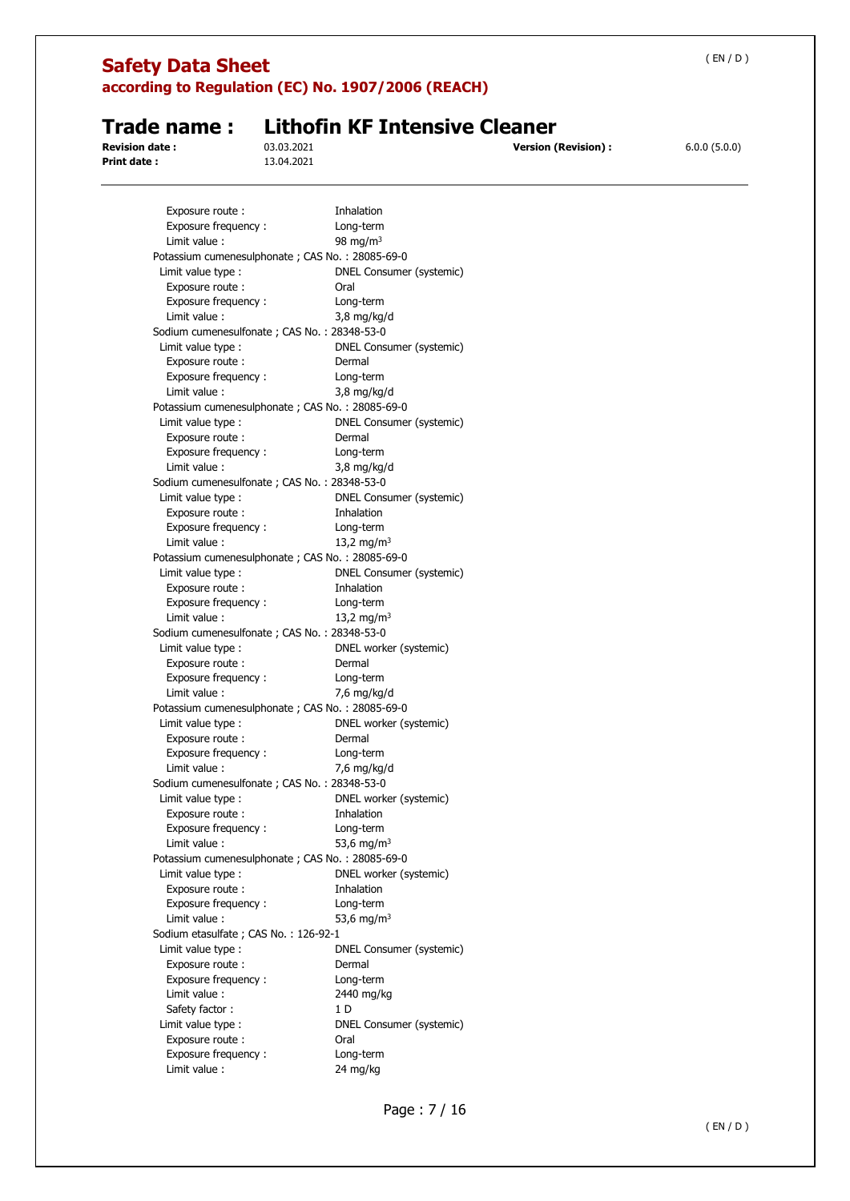Exposure route : Inhalation
Exposure frequency : Long-term
Limit value : 98 mg/m³

Potassium cumenesulphonate ; CAS No. : 28085-69-0
Limit value type : DNEL Consumer (systemic)
Exposure route : Oral
Exposure frequency : Long-term
Limit value : 3,8 mg/kg/d

Sodium cumenesulfonate ; CAS No. : 28348-53-0
Limit value type : DNEL Consumer (systemic)
Exposure route : Dermal
Exposure frequency : Long-term
Limit value : 3,8 mg/kg/d

Potassium cumenesulphonate ; CAS No. : 28085-69-0
Limit value type : DNEL Consumer (systemic)
Exposure route : Dermal
Exposure frequency : Long-term
Limit value : 3,8 mg/kg/d

Sodium cumenesulfonate ; CAS No. : 28348-53-0
Limit value type : DNEL Consumer (systemic)
Exposure route : Inhalation
Exposure frequency : Long-term
Limit value : 13,2 mg/m³

Potassium cumenesulphonate ; CAS No. : 28085-69-0
Limit value type : DNEL Consumer (systemic)
Exposure route : Inhalation
Exposure frequency : Long-term
Limit value : 13,2 mg/m³

Sodium cumenesulfonate ; CAS No. : 28348-53-0
Limit value type : DNEL worker (systemic)
Exposure route : Dermal
Exposure frequency : Long-term
Limit value : 7,6 mg/kg/d

Potassium cumenesulphonate ; CAS No. : 28085-69-0
Limit value type : DNEL worker (systemic)
Exposure route : Dermal
Exposure frequency : Long-term
Limit value : 7,6 mg/kg/d

Sodium cumenesulfonate ; CAS No. : 28348-53-0
Limit value type : DNEL worker (systemic)
Exposure route : Inhalation
Exposure frequency : Long-term
Limit value : 53,6 mg/m³

Potassium cumenesulphonate ; CAS No. : 28085-69-0
Limit value type : DNEL worker (systemic)
Exposure route : Inhalation
Exposure frequency : Long-term
Limit value : 53,6 mg/m³

Sodium etasulfate ; CAS No. : 126-92-1
Limit value type : DNEL Consumer (systemic)
Exposure route : Dermal
Exposure frequency : Long-term
Limit value : 2440 mg/kg
Safety factor : 1 D
Limit value type : DNEL Consumer (systemic)
Exposure route : Oral
Exposure frequency : Long-term
Limit value : 24 mg/kg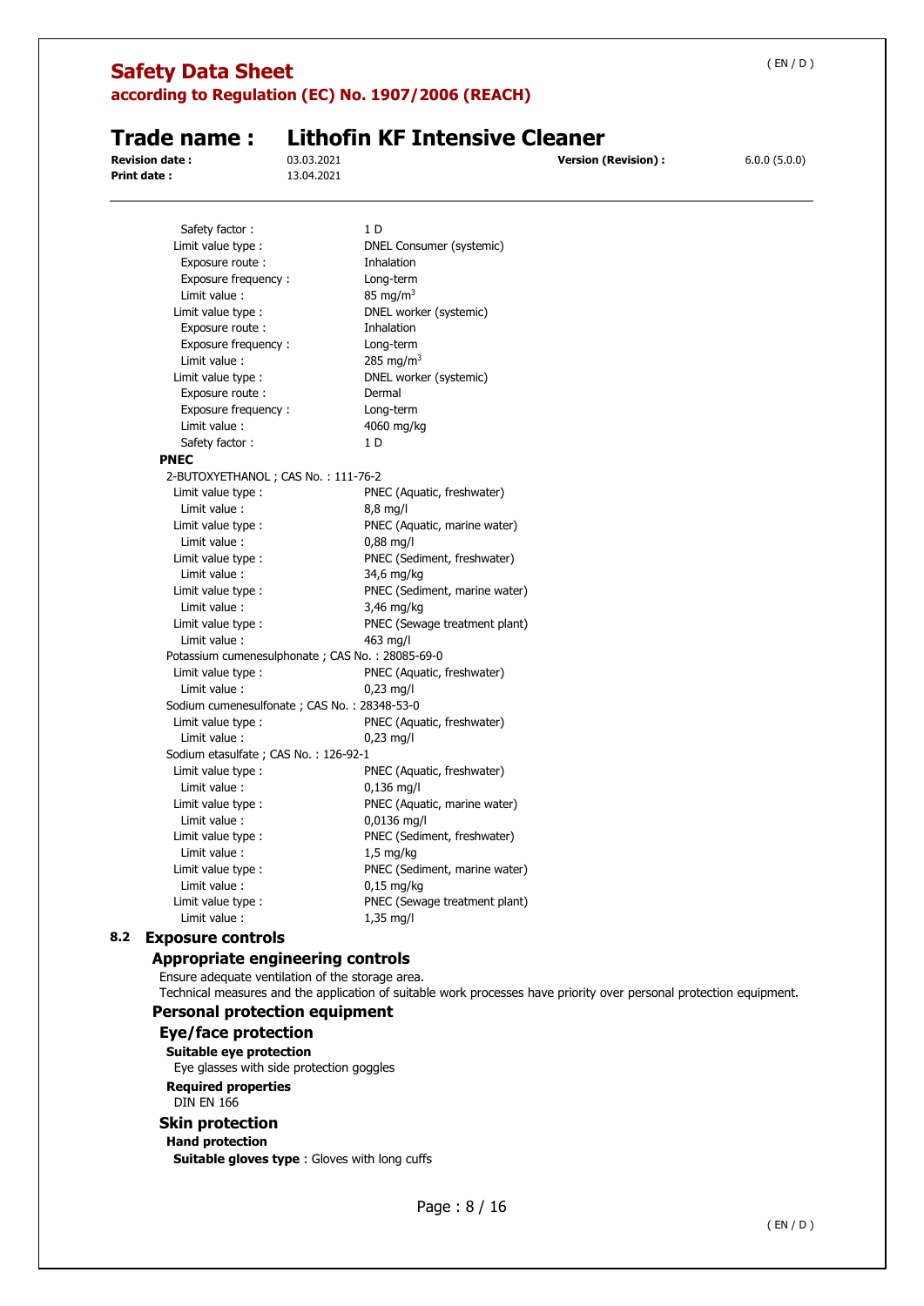Safety factor : 1 D
Limit value type : DNEL Consumer (systemic)
Exposure route : Inhalation
Exposure frequency : Long-term
Limit value : 85 $mg/m^3$
Limit value type : DNEL worker (systemic)
Exposure route : Inhalation
Exposure frequency : Long-term
Limit value : 285 $mg/m^3$
Limit value type : DNEL worker (systemic)
Exposure route : Dermal
Exposure frequency : Long-term
Limit value : 4060 mg/kg
Safety factor : 1 D

**PNEC**

2-BUTOXYETHANOL ; CAS No. : 111-76-2
Limit value type : PNEC (Aquatic, freshwater)
Limit value : 8,8 mg/l
Limit value type : PNEC (Aquatic, marine water)
Limit value : 0,88 mg/l
Limit value type : PNEC (Sediment, freshwater)
Limit value : 34,6 mg/kg
Limit value type : PNEC (Sediment, marine water)
Limit value : 3,46 mg/kg
Limit value type : PNEC (Sewage treatment plant)
Limit value : 463 mg/l

Potassium cumenesulphonate ; CAS No. : 28085-69-0
Limit value type : PNEC (Aquatic, freshwater)
Limit value : 0,23 mg/l

Sodium cumenesulfonate ; CAS No. : 28348-53-0
Limit value type : PNEC (Aquatic, freshwater)
Limit value : 0,23 mg/l

Sodium etasulfate ; CAS No. : 126-92-1
Limit value type : PNEC (Aquatic, freshwater)
Limit value : 0,136 mg/l
Limit value type : PNEC (Aquatic, marine water)
Limit value : 0,0136 mg/l
Limit value type : PNEC (Sediment, freshwater)
Limit value : 1,5 mg/kg
Limit value type : PNEC (Sediment, marine water)
Limit value : 0,15 mg/kg
Limit value type : PNEC (Sewage treatment plant)
Limit value : 1,35 mg/l

## 8.2 Exposure controls

### Appropriate engineering controls

Ensure adequate ventilation of the storage area.
Technical measures and the application of suitable work processes have priority over personal protection equipment.

### Personal protection equipment

#### Eye/face protection

**Suitable eye protection**
Eye glasses with side protection goggles

**Required properties**
DIN EN 166

#### Skin protection

**Hand protection**

**Suitable gloves type** : Gloves with long cuffs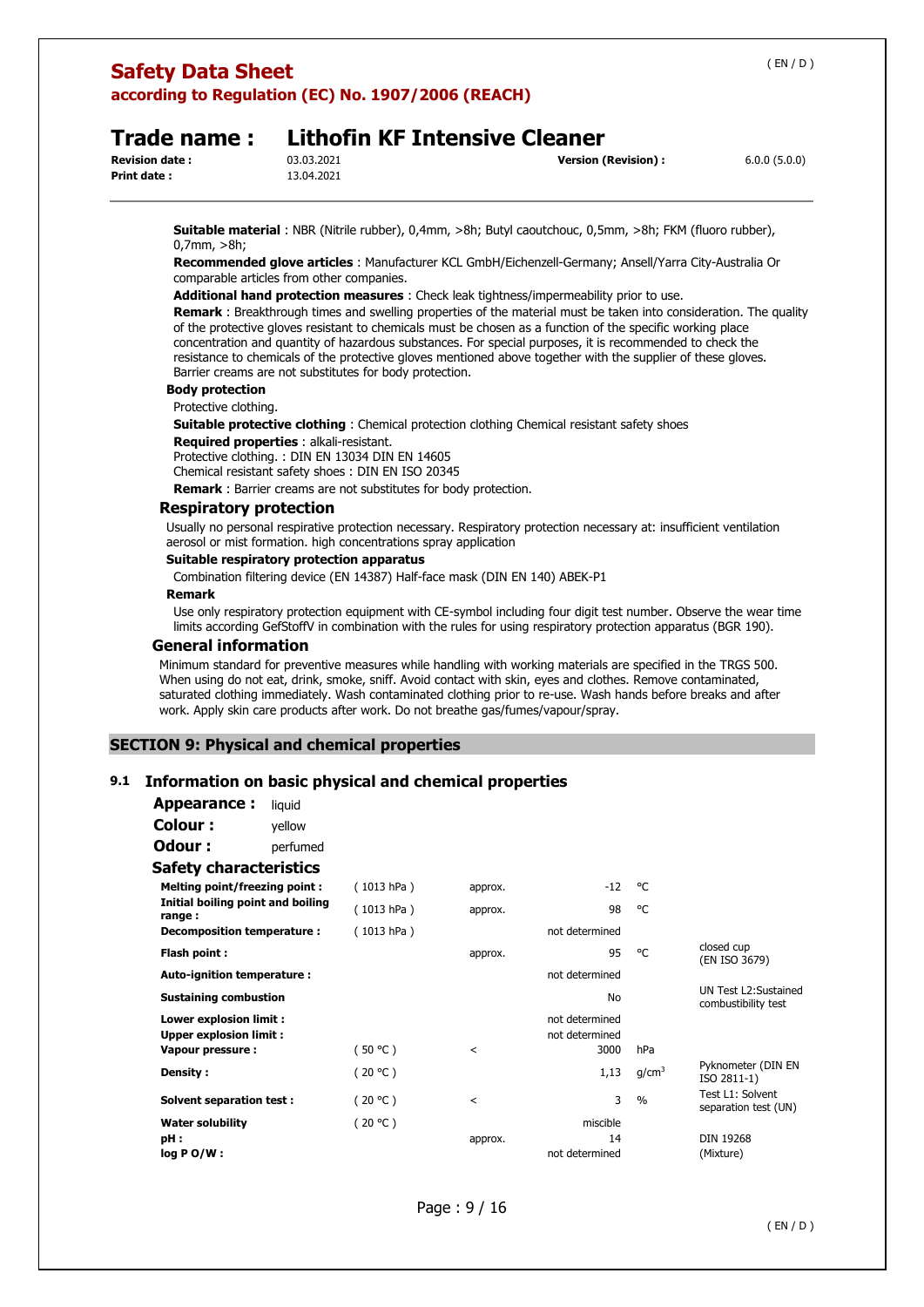**Suitable material** : NBR (Nitrile rubber), 0,4mm, >8h; Butyl caoutchouc, 0,5mm, >8h; FKM (fluoro rubber), 0,7mm, >8h;

**Recommended glove articles** : Manufacturer KCL GmbH/Eichenzell-Germany; Ansell/Yarra City-Australia Or comparable articles from other companies.

**Additional hand protection measures** : Check leak tightness/impermeability prior to use.

**Remark** : Breakthrough times and swelling properties of the material must be taken into consideration. The quality of the protective gloves resistant to chemicals must be chosen as a function of the specific working place concentration and quantity of hazardous substances. For special purposes, it is recommended to check the resistance to chemicals of the protective gloves mentioned above together with the supplier of these gloves. Barrier creams are not substitutes for body protection.

**Body protection**

Protective clothing.

**Suitable protective clothing** : Chemical protection clothing Chemical resistant safety shoes

**Required properties** : alkali-resistant.

Protective clothing. : DIN EN 13034 DIN EN 14605

Chemical resistant safety shoes : DIN EN ISO 20345

**Remark** : Barrier creams are not substitutes for body protection.

### Respiratory protection

Usually no personal respirative protection necessary. Respiratory protection necessary at: insufficient ventilation aerosol or mist formation. high concentrations spray application

**Suitable respiratory protection apparatus**

Combination filtering device (EN 14387) Half-face mask (DIN EN 140) ABEK-P1

**Remark**

Use only respiratory protection equipment with CE-symbol including four digit test number. Observe the wear time limits according GefStoffV in combination with the rules for using respiratory protection apparatus (BGR 190).

### General information

Minimum standard for preventive measures while handling with working materials are specified in the TRGS 500. When using do not eat, drink, smoke, sniff. Avoid contact with skin, eyes and clothes. Remove contaminated, saturated clothing immediately. Wash contaminated clothing prior to re-use. Wash hands before breaks and after work. Apply skin care products after work. Do not breathe gas/fumes/vapour/spray.

## SECTION 9: Physical and chemical properties

### 9.1 Information on basic physical and chemical properties

**Appearance :** liquid

**Colour :** yellow

**Odour :** perfumed

**Safety characteristics**

| Property | Condition | | Value | Unit | Method |
|---|---|---|---|---|---|
| **Melting point/freezing point :** | ( 1013 hPa ) | approx. | -12 | °C | |
| **Initial boiling point and boiling range :** | ( 1013 hPa ) | approx. | 98 | °C | |
| **Decomposition temperature :** | ( 1013 hPa ) | | not determined | | |
| **Flash point :** | | approx. | 95 | °C | closed cup (EN ISO 3679) |
| **Auto-ignition temperature :** | | | not determined | | |
| **Sustaining combustion** | | | No | | UN Test L2:Sustained combustibility test |
| **Lower explosion limit :** | | | not determined | | |
| **Upper explosion limit :** | | | not determined | | |
| **Vapour pressure :** | ( 50 °C ) | < | 3000 | hPa | |
| **Density :** | ( 20 °C ) | | 1,13 | g/cm³ | Pyknometer (DIN EN ISO 2811-1) |
| **Solvent separation test :** | ( 20 °C ) | < | 3 | % | Test L1: Solvent separation test (UN) |
| **Water solubility** | ( 20 °C ) | | miscible | | |
| **pH :** | | approx. | 14 | | DIN 19268 |
| **log P O/W :** | | | not determined | | (Mixture) |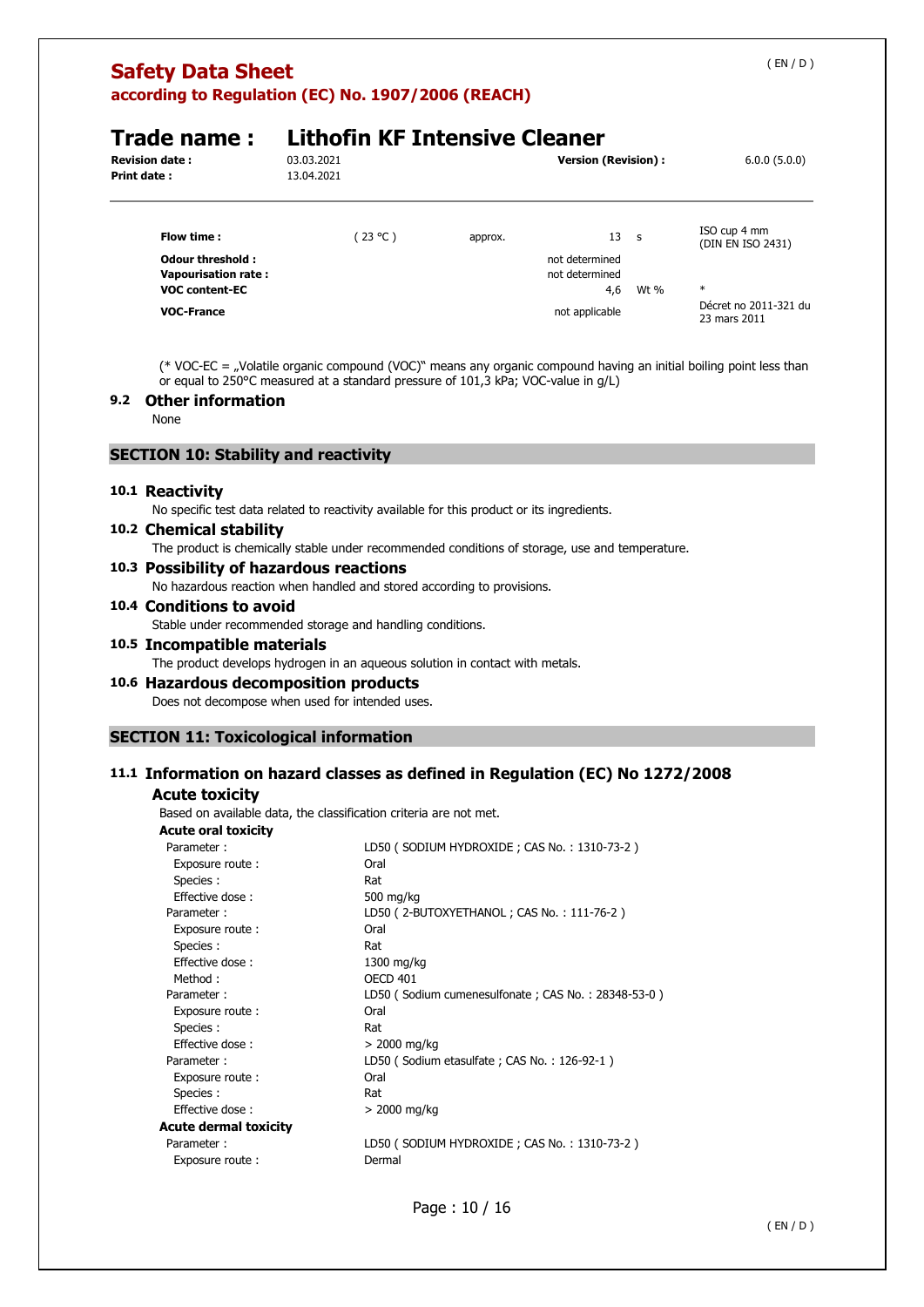| | | | | | |
|---|---|---|---|---|---|
| **Flow time :** | ( 23 °C ) | approx. | 13 | s | ISO cup 4 mm (DIN EN ISO 2431) |
| **Odour threshold :** | | | not determined | | |
| **Vapourisation rate :** | | | not determined | | |
| **VOC content-EC** | | | 4,6 | Wt % | * |
| **VOC-France** | | | not applicable | | Décret no 2011-321 du 23 mars 2011 |

(* VOC-EC = „Volatile organic compound (VOC)" means any organic compound having an initial boiling point less than or equal to 250°C measured at a standard pressure of 101,3 kPa; VOC-value in g/L)

### 9.2 Other information

None

## SECTION 10: Stability and reactivity

### 10.1 Reactivity

No specific test data related to reactivity available for this product or its ingredients.

### 10.2 Chemical stability

The product is chemically stable under recommended conditions of storage, use and temperature.

### 10.3 Possibility of hazardous reactions

No hazardous reaction when handled and stored according to provisions.

### 10.4 Conditions to avoid

Stable under recommended storage and handling conditions.

### 10.5 Incompatible materials

The product develops hydrogen in an aqueous solution in contact with metals.

### 10.6 Hazardous decomposition products

Does not decompose when used for intended uses.

## SECTION 11: Toxicological information

### 11.1 Information on hazard classes as defined in Regulation (EC) No 1272/2008

#### Acute toxicity

Based on available data, the classification criteria are not met.

**Acute oral toxicity**

| | |
|---|---|
| Parameter : | LD50 ( SODIUM HYDROXIDE ; CAS No. : 1310-73-2 ) |
| Exposure route : | Oral |
| Species : | Rat |
| Effective dose : | 500 mg/kg |
| Parameter : | LD50 ( 2-BUTOXYETHANOL ; CAS No. : 111-76-2 ) |
| Exposure route : | Oral |
| Species : | Rat |
| Effective dose : | 1300 mg/kg |
| Method : | OECD 401 |
| Parameter : | LD50 ( Sodium cumenesulfonate ; CAS No. : 28348-53-0 ) |
| Exposure route : | Oral |
| Species : | Rat |
| Effective dose : | > 2000 mg/kg |
| Parameter : | LD50 ( Sodium etasulfate ; CAS No. : 126-92-1 ) |
| Exposure route : | Oral |
| Species : | Rat |
| Effective dose : | > 2000 mg/kg |

**Acute dermal toxicity**

| | |
|---|---|
| Parameter : | LD50 ( SODIUM HYDROXIDE ; CAS No. : 1310-73-2 ) |
| Exposure route : | Dermal |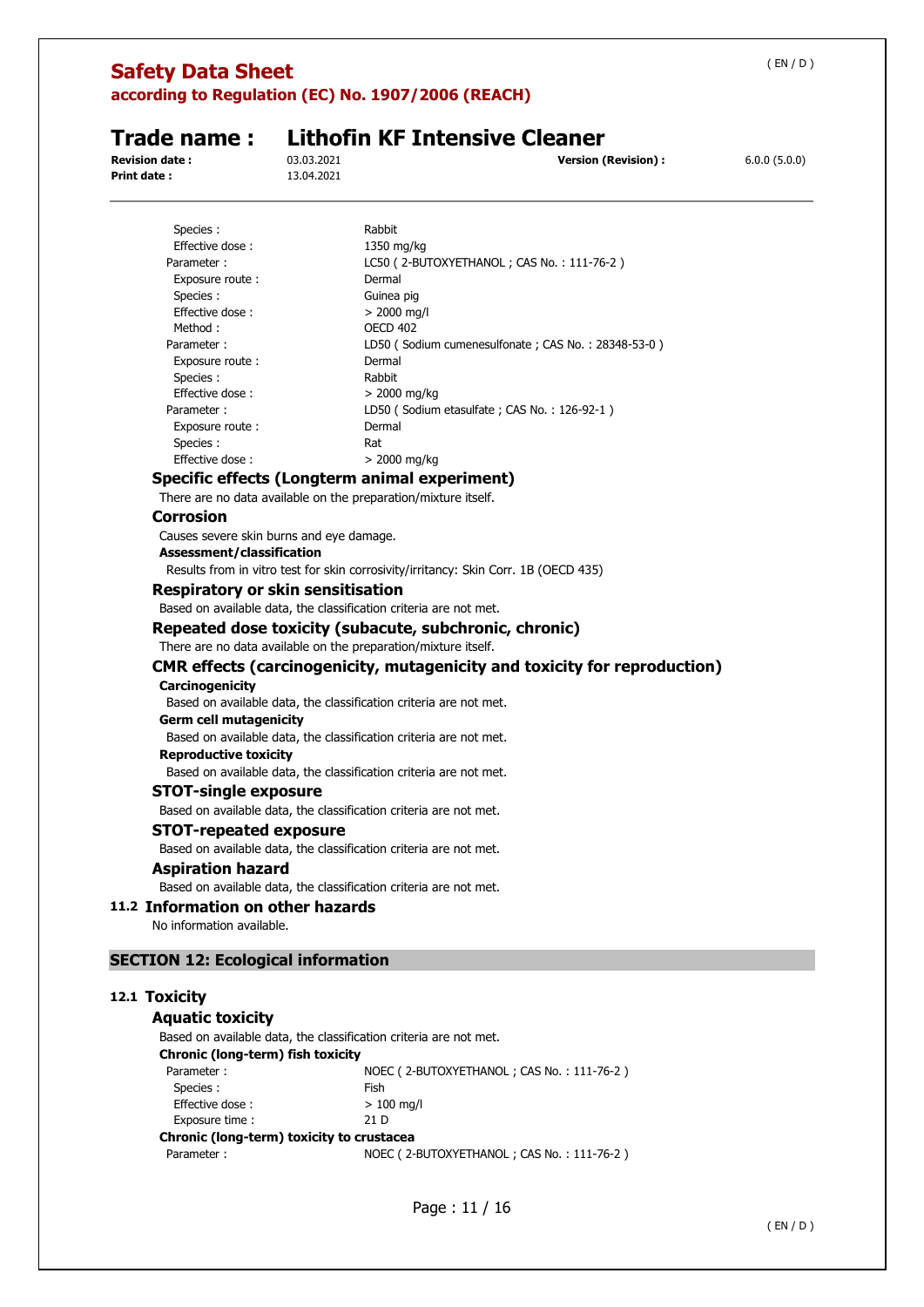Species : Rabbit
Effective dose : 1350 mg/kg
Parameter : LC50 ( 2-BUTOXYETHANOL ; CAS No. : 111-76-2 )
Exposure route : Dermal
Species : Guinea pig
Effective dose : > 2000 mg/l
Method : OECD 402
Parameter : LD50 ( Sodium cumenesulfonate ; CAS No. : 28348-53-0 )
Exposure route : Dermal
Species : Rabbit
Effective dose : > 2000 mg/kg
Parameter : LD50 ( Sodium etasulfate ; CAS No. : 126-92-1 )
Exposure route : Dermal
Species : Rat
Effective dose : > 2000 mg/kg

### Specific effects (Longterm animal experiment)

There are no data available on the preparation/mixture itself.

### Corrosion

Causes severe skin burns and eye damage.

**Assessment/classification**

Results from in vitro test for skin corrosivity/irritancy: Skin Corr. 1B (OECD 435)

### Respiratory or skin sensitisation

Based on available data, the classification criteria are not met.

### Repeated dose toxicity (subacute, subchronic, chronic)

There are no data available on the preparation/mixture itself.

### CMR effects (carcinogenicity, mutagenicity and toxicity for reproduction)

**Carcinogenicity**

Based on available data, the classification criteria are not met.

**Germ cell mutagenicity**

Based on available data, the classification criteria are not met.

**Reproductive toxicity**

Based on available data, the classification criteria are not met.

### STOT-single exposure

Based on available data, the classification criteria are not met.

### STOT-repeated exposure

Based on available data, the classification criteria are not met.

### Aspiration hazard

Based on available data, the classification criteria are not met.

## 11.2 Information on other hazards

No information available.

# SECTION 12: Ecological information

## 12.1 Toxicity

### Aquatic toxicity

Based on available data, the classification criteria are not met.

**Chronic (long-term) fish toxicity**

Parameter : NOEC ( 2-BUTOXYETHANOL ; CAS No. : 111-76-2 )
Species : Fish
Effective dose : > 100 mg/l
Exposure time : 21 D

**Chronic (long-term) toxicity to crustacea**

Parameter : NOEC ( 2-BUTOXYETHANOL ; CAS No. : 111-76-2 )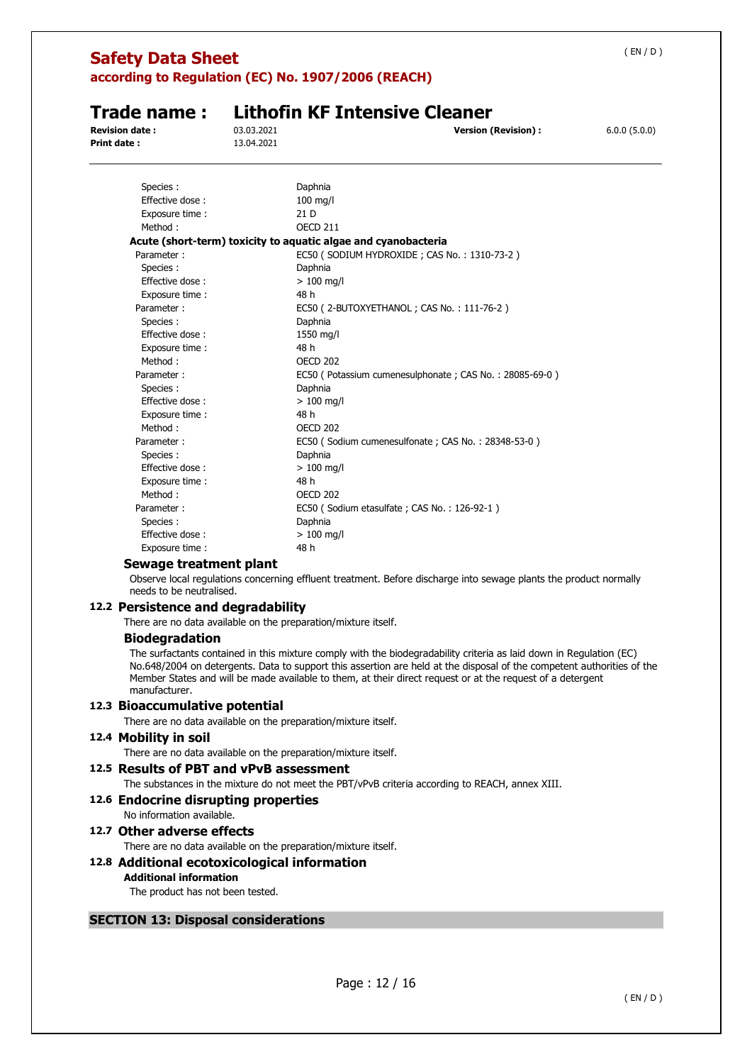| | |
|---|---|
| Species : | Daphnia |
| Effective dose : | 100 mg/l |
| Exposure time : | 21 D |
| Method : | OECD 211 |

**Acute (short-term) toxicity to aquatic algae and cyanobacteria**

| | |
|---|---|
| Parameter : | EC50 ( SODIUM HYDROXIDE ; CAS No. : 1310-73-2 ) |
| Species : | Daphnia |
| Effective dose : | > 100 mg/l |
| Exposure time : | 48 h |
| Parameter : | EC50 ( 2-BUTOXYETHANOL ; CAS No. : 111-76-2 ) |
| Species : | Daphnia |
| Effective dose : | 1550 mg/l |
| Exposure time : | 48 h |
| Method : | OECD 202 |
| Parameter : | EC50 ( Potassium cumenesulphonate ; CAS No. : 28085-69-0 ) |
| Species : | Daphnia |
| Effective dose : | > 100 mg/l |
| Exposure time : | 48 h |
| Method : | OECD 202 |
| Parameter : | EC50 ( Sodium cumenesulfonate ; CAS No. : 28348-53-0 ) |
| Species : | Daphnia |
| Effective dose : | > 100 mg/l |
| Exposure time : | 48 h |
| Method : | OECD 202 |
| Parameter : | EC50 ( Sodium etasulfate ; CAS No. : 126-92-1 ) |
| Species : | Daphnia |
| Effective dose : | > 100 mg/l |
| Exposure time : | 48 h |

### Sewage treatment plant

Observe local regulations concerning effluent treatment. Before discharge into sewage plants the product normally needs to be neutralised.

## 12.2 Persistence and degradability

There are no data available on the preparation/mixture itself.

### Biodegradation

The surfactants contained in this mixture comply with the biodegradability criteria as laid down in Regulation (EC) No.648/2004 on detergents. Data to support this assertion are held at the disposal of the competent authorities of the Member States and will be made available to them, at their direct request or at the request of a detergent manufacturer.

## 12.3 Bioaccumulative potential

There are no data available on the preparation/mixture itself.

## 12.4 Mobility in soil

There are no data available on the preparation/mixture itself.

## 12.5 Results of PBT and vPvB assessment

The substances in the mixture do not meet the PBT/vPvB criteria according to REACH, annex XIII.

## 12.6 Endocrine disrupting properties

No information available.

## 12.7 Other adverse effects

There are no data available on the preparation/mixture itself.

## 12.8 Additional ecotoxicological information

**Additional information**

The product has not been tested.

# SECTION 13: Disposal considerations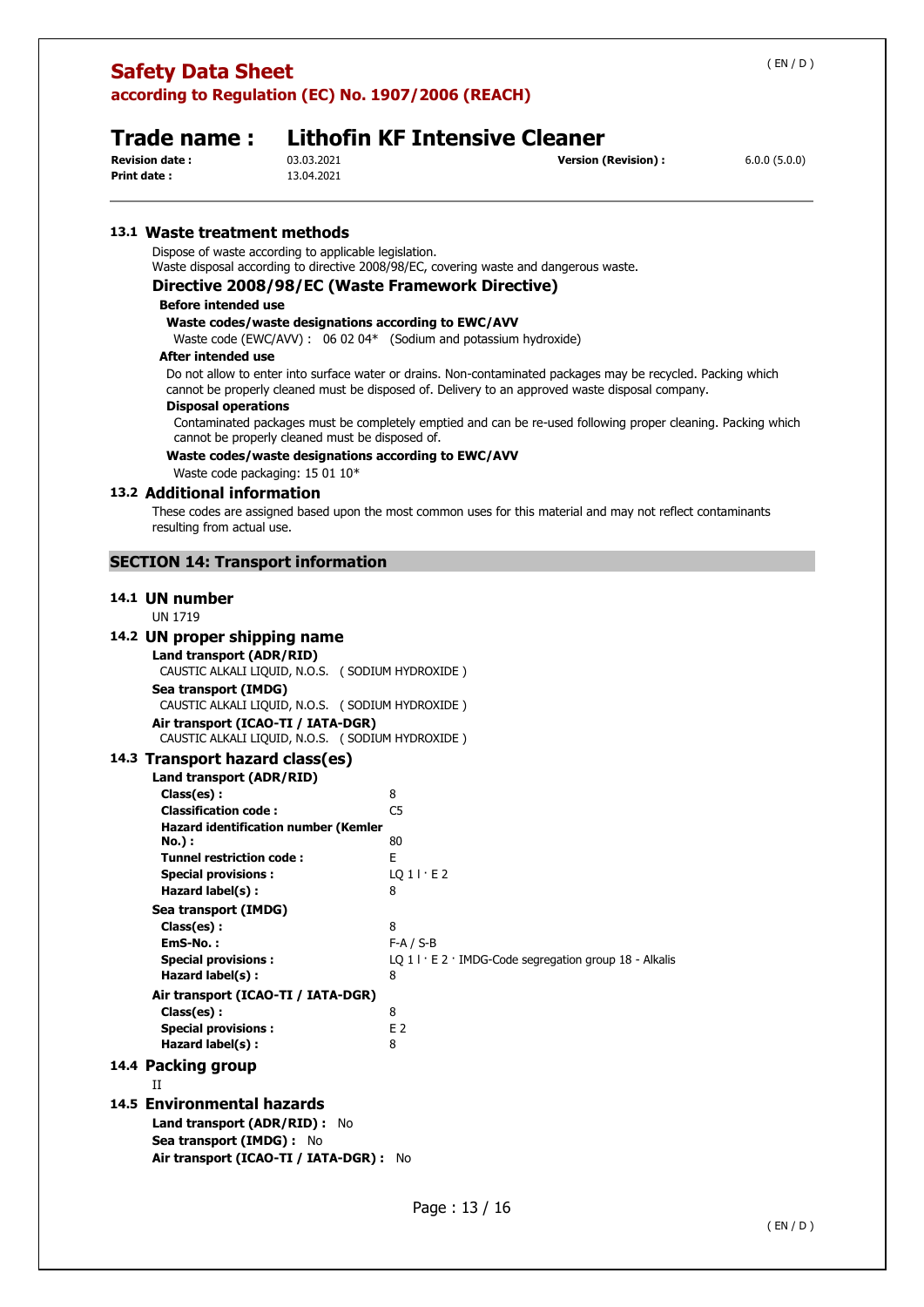## 13.1 Waste treatment methods

Dispose of waste according to applicable legislation.
Waste disposal according to directive 2008/98/EC, covering waste and dangerous waste.

### Directive 2008/98/EC (Waste Framework Directive)

**Before intended use**

**Waste codes/waste designations according to EWC/AVV**

Waste code (EWC/AVV) : 06 02 04* (Sodium and potassium hydroxide)

**After intended use**

Do not allow to enter into surface water or drains. Non-contaminated packages may be recycled. Packing which cannot be properly cleaned must be disposed of. Delivery to an approved waste disposal company.

**Disposal operations**

Contaminated packages must be completely emptied and can be re-used following proper cleaning. Packing which cannot be properly cleaned must be disposed of.

**Waste codes/waste designations according to EWC/AVV**

Waste code packaging: 15 01 10*

## 13.2 Additional information

These codes are assigned based upon the most common uses for this material and may not reflect contaminants resulting from actual use.

# SECTION 14: Transport information

## 14.1 UN number

UN 1719

## 14.2 UN proper shipping name

**Land transport (ADR/RID)**

CAUSTIC ALKALI LIQUID, N.O.S. ( SODIUM HYDROXIDE )

**Sea transport (IMDG)**

CAUSTIC ALKALI LIQUID, N.O.S. ( SODIUM HYDROXIDE )

**Air transport (ICAO-TI / IATA-DGR)**

CAUSTIC ALKALI LIQUID, N.O.S. ( SODIUM HYDROXIDE )

## 14.3 Transport hazard class(es)

**Land transport (ADR/RID)**

| | |
|---|---|
| **Class(es) :** | 8 |
| **Classification code :** | C5 |
| **Hazard identification number (Kemler No.) :** | 80 |
| **Tunnel restriction code :** | E |
| **Special provisions :** | LQ 1 l · E 2 |
| **Hazard label(s) :** | 8 |

**Sea transport (IMDG)**

| | |
|---|---|
| **Class(es) :** | 8 |
| **EmS-No. :** | F-A / S-B |
| **Special provisions :** | LQ 1 l · E 2 · IMDG-Code segregation group 18 - Alkalis |
| **Hazard label(s) :** | 8 |

**Air transport (ICAO-TI / IATA-DGR)**

| | |
|---|---|
| **Class(es) :** | 8 |
| **Special provisions :** | E 2 |
| **Hazard label(s) :** | 8 |

## 14.4 Packing group

II

## 14.5 Environmental hazards

**Land transport (ADR/RID) :** No

**Sea transport (IMDG) :** No

**Air transport (ICAO-TI / IATA-DGR) :** No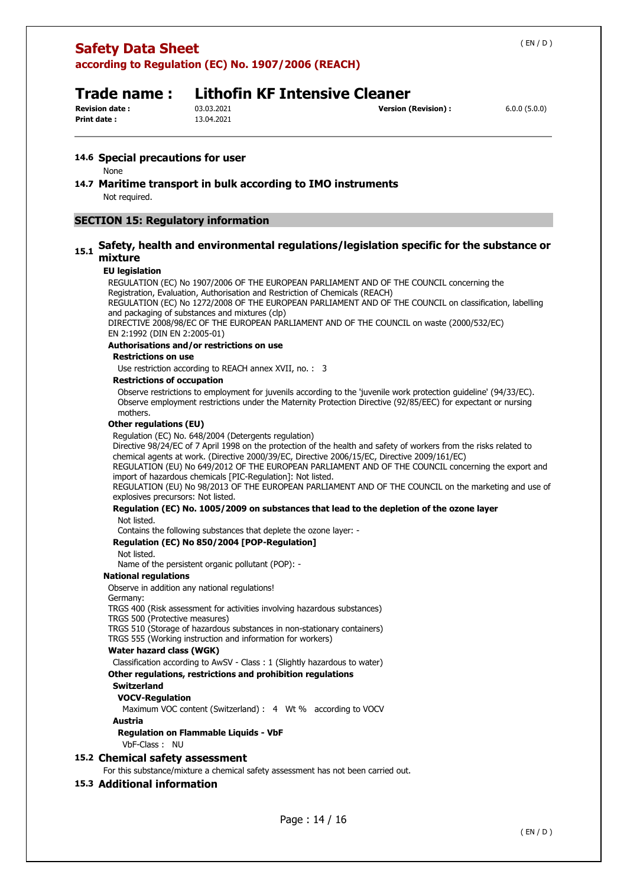### 14.6 Special precautions for user

None

### 14.7 Maritime transport in bulk according to IMO instruments

Not required.

## SECTION 15: Regulatory information

### 15.1 Safety, health and environmental regulations/legislation specific for the substance or mixture

**EU legislation**

REGULATION (EC) No 1907/2006 OF THE EUROPEAN PARLIAMENT AND OF THE COUNCIL concerning the Registration, Evaluation, Authorisation and Restriction of Chemicals (REACH)
REGULATION (EC) No 1272/2008 OF THE EUROPEAN PARLIAMENT AND OF THE COUNCIL on classification, labelling and packaging of substances and mixtures (clp)
DIRECTIVE 2008/98/EC OF THE EUROPEAN PARLIAMENT AND OF THE COUNCIL on waste (2000/532/EC)
EN 2:1992 (DIN EN 2:2005-01)

**Authorisations and/or restrictions on use**

**Restrictions on use**

Use restriction according to REACH annex XVII, no. : 3

**Restrictions of occupation**

Observe restrictions to employment for juvenils according to the 'juvenile work protection guideline' (94/33/EC). Observe employment restrictions under the Maternity Protection Directive (92/85/EEC) for expectant or nursing mothers.

**Other regulations (EU)**

Regulation (EC) No. 648/2004 (Detergents regulation)
Directive 98/24/EC of 7 April 1998 on the protection of the health and safety of workers from the risks related to chemical agents at work. (Directive 2000/39/EC, Directive 2006/15/EC, Directive 2009/161/EC)
REGULATION (EU) No 649/2012 OF THE EUROPEAN PARLIAMENT AND OF THE COUNCIL concerning the export and import of hazardous chemicals [PIC-Regulation]: Not listed.
REGULATION (EU) No 98/2013 OF THE EUROPEAN PARLIAMENT AND OF THE COUNCIL on the marketing and use of explosives precursors: Not listed.

**Regulation (EC) No. 1005/2009 on substances that lead to the depletion of the ozone layer**

Not listed.
Contains the following substances that deplete the ozone layer: -

**Regulation (EC) No 850/2004 [POP-Regulation]**

Not listed.
Name of the persistent organic pollutant (POP): -

**National regulations**

Observe in addition any national regulations!
Germany:
TRGS 400 (Risk assessment for activities involving hazardous substances)
TRGS 500 (Protective measures)
TRGS 510 (Storage of hazardous substances in non-stationary containers)
TRGS 555 (Working instruction and information for workers)

**Water hazard class (WGK)**

Classification according to AwSV - Class : 1 (Slightly hazardous to water)

**Other regulations, restrictions and prohibition regulations**

**Switzerland**

**VOCV-Regulation**

Maximum VOC content (Switzerland) : 4 Wt % according to VOCV

**Austria**

**Regulation on Flammable Liquids - VbF**

VbF-Class : NU

### 15.2 Chemical safety assessment

For this substance/mixture a chemical safety assessment has not been carried out.

### 15.3 Additional information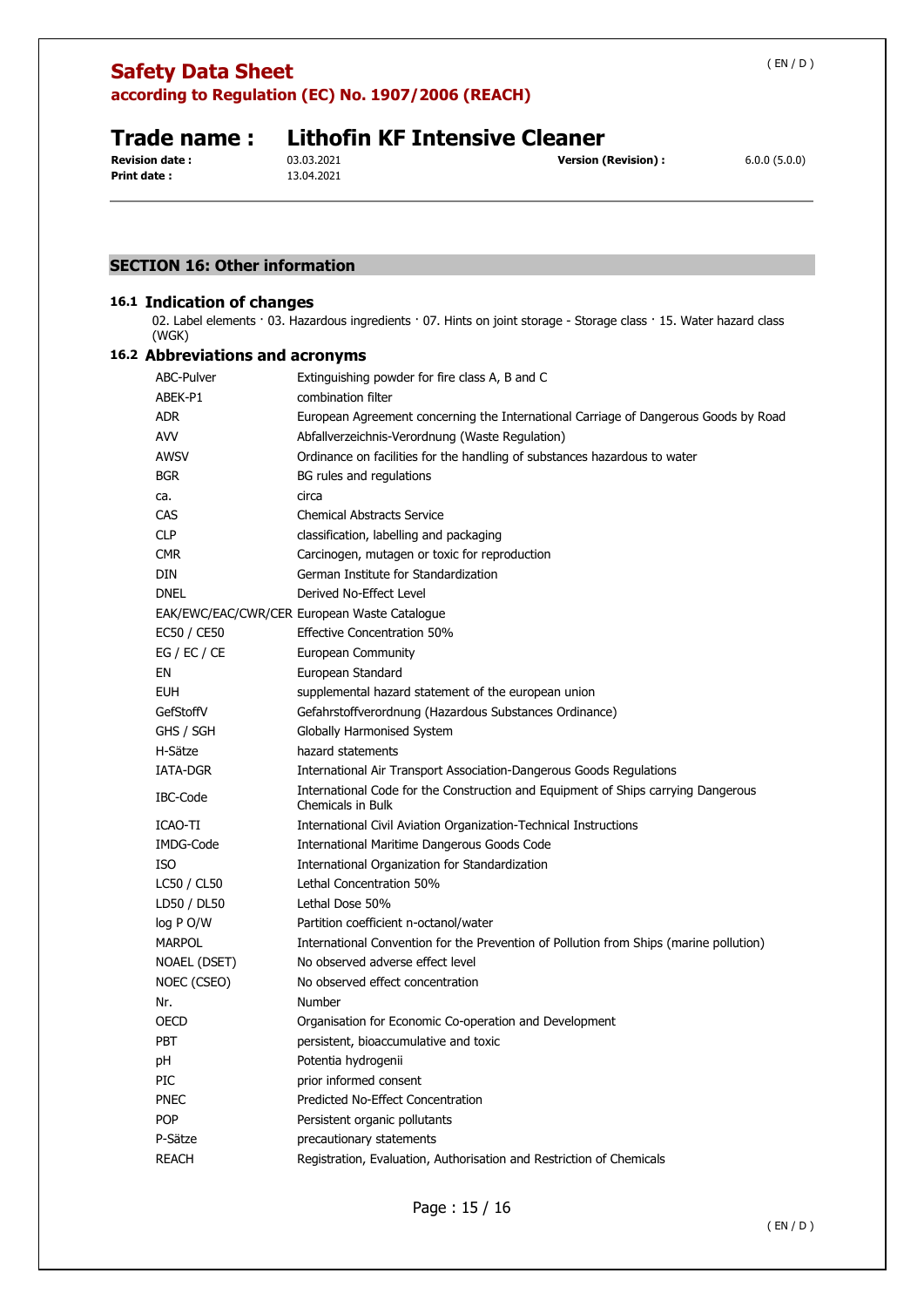## SECTION 16: Other information

### 16.1 Indication of changes

02. Label elements · 03. Hazardous ingredients · 07. Hints on joint storage - Storage class · 15. Water hazard class (WGK)

### 16.2 Abbreviations and acronyms

| | |
|---|---|
| ABC-Pulver | Extinguishing powder for fire class A, B and C |
| ABEK-P1 | combination filter |
| ADR | European Agreement concerning the International Carriage of Dangerous Goods by Road |
| AVV | Abfallverzeichnis-Verordnung (Waste Regulation) |
| AWSV | Ordinance on facilities for the handling of substances hazardous to water |
| BGR | BG rules and regulations |
| ca. | circa |
| CAS | Chemical Abstracts Service |
| CLP | classification, labelling and packaging |
| CMR | Carcinogen, mutagen or toxic for reproduction |
| DIN | German Institute for Standardization |
| DNEL | Derived No-Effect Level |
| EAK/EWC/EAC/CWR/CER | European Waste Catalogue |
| EC50 / CE50 | Effective Concentration 50% |
| EG / EC / CE | European Community |
| EN | European Standard |
| EUH | supplemental hazard statement of the european union |
| GefStoffV | Gefahrstoffverordnung (Hazardous Substances Ordinance) |
| GHS / SGH | Globally Harmonised System |
| H-Sätze | hazard statements |
| IATA-DGR | International Air Transport Association-Dangerous Goods Regulations |
| IBC-Code | International Code for the Construction and Equipment of Ships carrying Dangerous Chemicals in Bulk |
| ICAO-TI | International Civil Aviation Organization-Technical Instructions |
| IMDG-Code | International Maritime Dangerous Goods Code |
| ISO | International Organization for Standardization |
| LC50 / CL50 | Lethal Concentration 50% |
| LD50 / DL50 | Lethal Dose 50% |
| log P O/W | Partition coefficient n-octanol/water |
| MARPOL | International Convention for the Prevention of Pollution from Ships (marine pollution) |
| NOAEL (DSET) | No observed adverse effect level |
| NOEC (CSEO) | No observed effect concentration |
| Nr. | Number |
| OECD | Organisation for Economic Co-operation and Development |
| PBT | persistent, bioaccumulative and toxic |
| pH | Potentia hydrogenii |
| PIC | prior informed consent |
| PNEC | Predicted No-Effect Concentration |
| POP | Persistent organic pollutants |
| P-Sätze | precautionary statements |
| REACH | Registration, Evaluation, Authorisation and Restriction of Chemicals |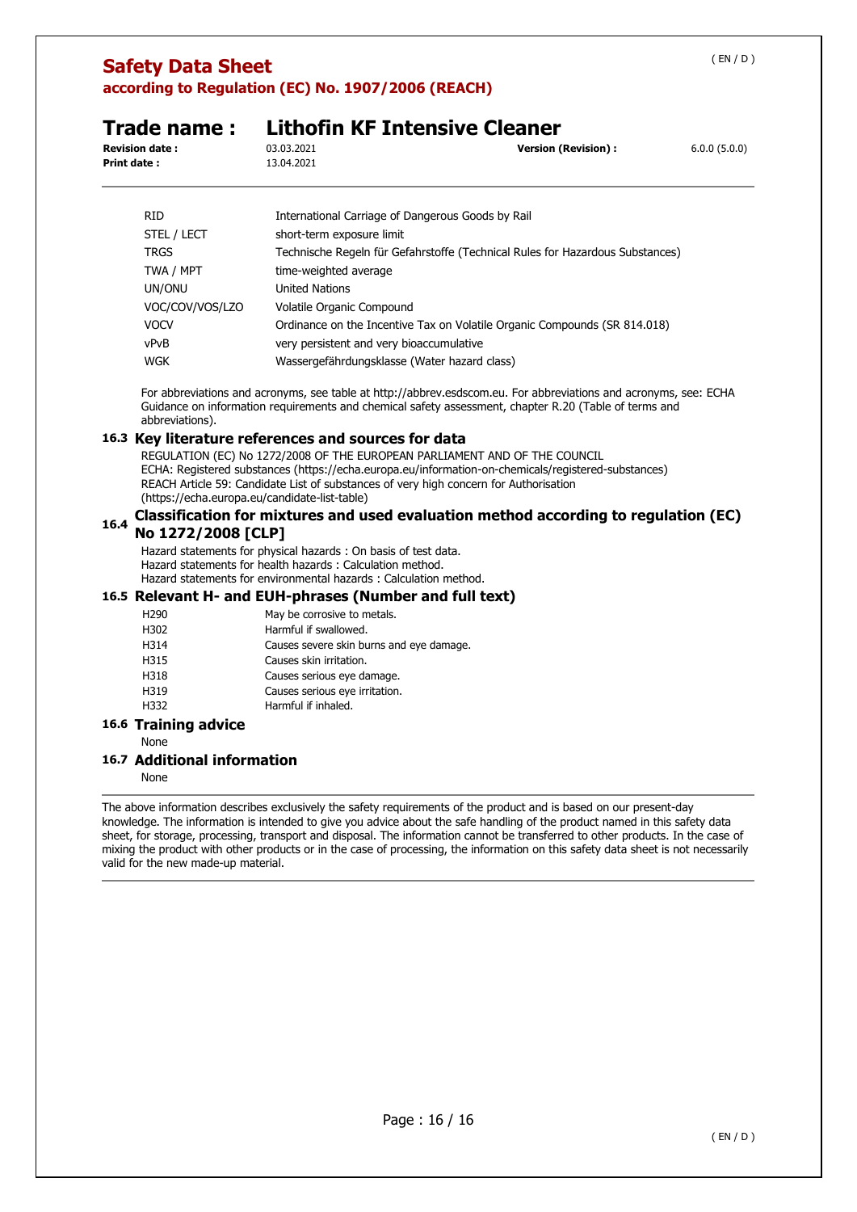| | |
|---|---|
| RID | International Carriage of Dangerous Goods by Rail |
| STEL / LECT | short-term exposure limit |
| TRGS | Technische Regeln für Gefahrstoffe (Technical Rules for Hazardous Substances) |
| TWA / MPT | time-weighted average |
| UN/ONU | United Nations |
| VOC/COV/VOS/LZO | Volatile Organic Compound |
| VOCV | Ordinance on the Incentive Tax on Volatile Organic Compounds (SR 814.018) |
| vPvB | very persistent and very bioaccumulative |
| WGK | Wassergefährdungsklasse (Water hazard class) |

For abbreviations and acronyms, see table at http://abbrev.esdscom.eu. For abbreviations and acronyms, see: ECHA Guidance on information requirements and chemical safety assessment, chapter R.20 (Table of terms and abbreviations).

## 16.3 Key literature references and sources for data

REGULATION (EC) No 1272/2008 OF THE EUROPEAN PARLIAMENT AND OF THE COUNCIL
ECHA: Registered substances (https://echa.europa.eu/information-on-chemicals/registered-substances)
REACH Article 59: Candidate List of substances of very high concern for Authorisation (https://echa.europa.eu/candidate-list-table)

## 16.4 Classification for mixtures and used evaluation method according to regulation (EC) No 1272/2008 [CLP]

Hazard statements for physical hazards : On basis of test data.
Hazard statements for health hazards : Calculation method.
Hazard statements for environmental hazards : Calculation method.

## 16.5 Relevant H- and EUH-phrases (Number and full text)

| | |
|---|---|
| H290 | May be corrosive to metals. |
| H302 | Harmful if swallowed. |
| H314 | Causes severe skin burns and eye damage. |
| H315 | Causes skin irritation. |
| H318 | Causes serious eye damage. |
| H319 | Causes serious eye irritation. |
| H332 | Harmful if inhaled. |

## 16.6 Training advice

None

## 16.7 Additional information

None

The above information describes exclusively the safety requirements of the product and is based on our present-day knowledge. The information is intended to give you advice about the safe handling of the product named in this safety data sheet, for storage, processing, transport and disposal. The information cannot be transferred to other products. In the case of mixing the product with other products or in the case of processing, the information on this safety data sheet is not necessarily valid for the new made-up material.